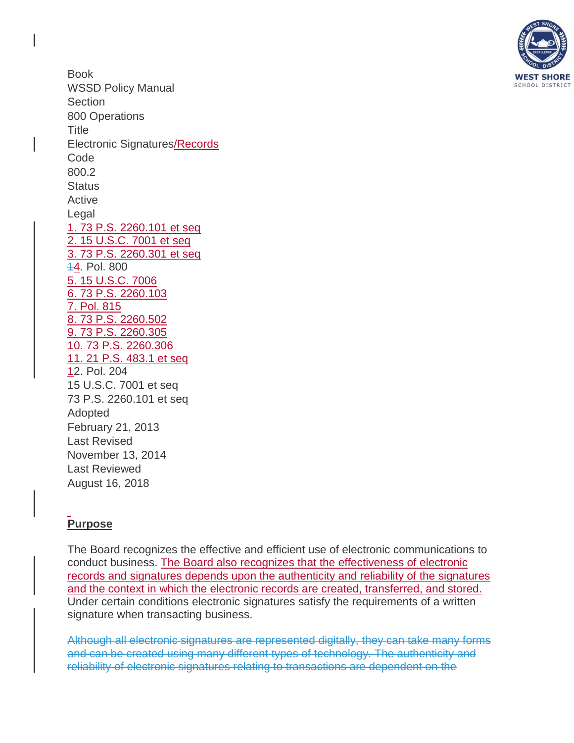Book
WSSD Policy Manual
Section
800 Operations
Title
Electronic Signatures/Records
Code
800.2
Status
Active
Legal
1. 73 P.S. 2260.101 et seq
2. 15 U.S.C. 7001 et seq
3. 73 P.S. 2260.301 et seq
14. Pol. 800
5. 15 U.S.C. 7006
6. 73 P.S. 2260.103
7. Pol. 815
8. 73 P.S. 2260.502
9. 73 P.S. 2260.305
10. 73 P.S. 2260.306
11. 21 P.S. 483.1 et seq
12. Pol. 204
15 U.S.C. 7001 et seq
73 P.S. 2260.101 et seq
Adopted
February 21, 2013
Last Revised
November 13, 2014
Last Reviewed
August 16, 2018

**Purpose**

The Board recognizes the effective and efficient use of electronic communications to conduct business. The Board also recognizes that the effectiveness of electronic records and signatures depends upon the authenticity and reliability of the signatures and the context in which the electronic records are created, transferred, and stored. Under certain conditions electronic signatures satisfy the requirements of a written signature when transacting business.

~~Although all electronic signatures are represented digitally, they can take many forms and can be created using many different types of technology. The authenticity and reliability of electronic signatures relating to transactions are dependent on the~~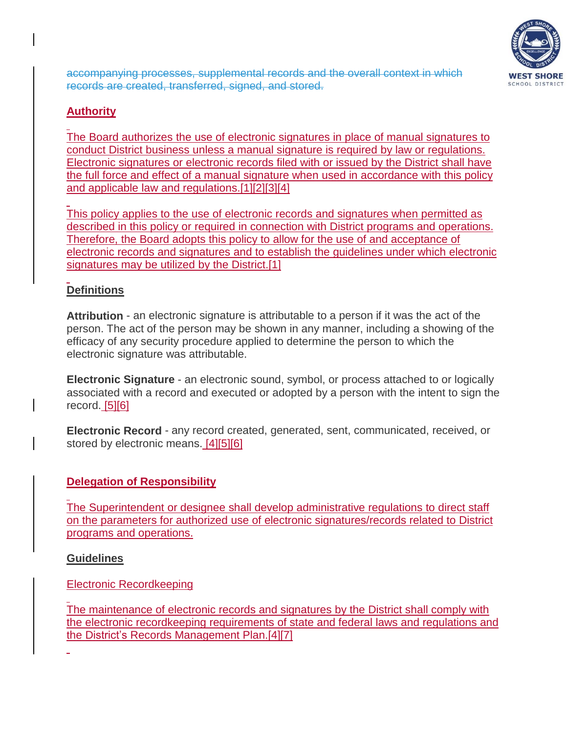accompanying processes, supplemental records and the overall context in which records are created, transferred, signed, and stored.

## Authority

The Board authorizes the use of electronic signatures in place of manual signatures to conduct District business unless a manual signature is required by law or regulations. Electronic signatures or electronic records filed with or issued by the District shall have the full force and effect of a manual signature when used in accordance with this policy and applicable law and regulations.[1][2][3][4]

This policy applies to the use of electronic records and signatures when permitted as described in this policy or required in connection with District programs and operations. Therefore, the Board adopts this policy to allow for the use of and acceptance of electronic records and signatures and to establish the guidelines under which electronic signatures may be utilized by the District.[1]

## Definitions

**Attribution** - an electronic signature is attributable to a person if it was the act of the person. The act of the person may be shown in any manner, including a showing of the efficacy of any security procedure applied to determine the person to which the electronic signature was attributable.

**Electronic Signature** - an electronic sound, symbol, or process attached to or logically associated with a record and executed or adopted by a person with the intent to sign the record. [5][6]

**Electronic Record** - any record created, generated, sent, communicated, received, or stored by electronic means. [4][5][6]

## Delegation of Responsibility

The Superintendent or designee shall develop administrative regulations to direct staff on the parameters for authorized use of electronic signatures/records related to District programs and operations.

## Guidelines

### Electronic Recordkeeping

The maintenance of electronic records and signatures by the District shall comply with the electronic recordkeeping requirements of state and federal laws and regulations and the District's Records Management Plan.[4][7]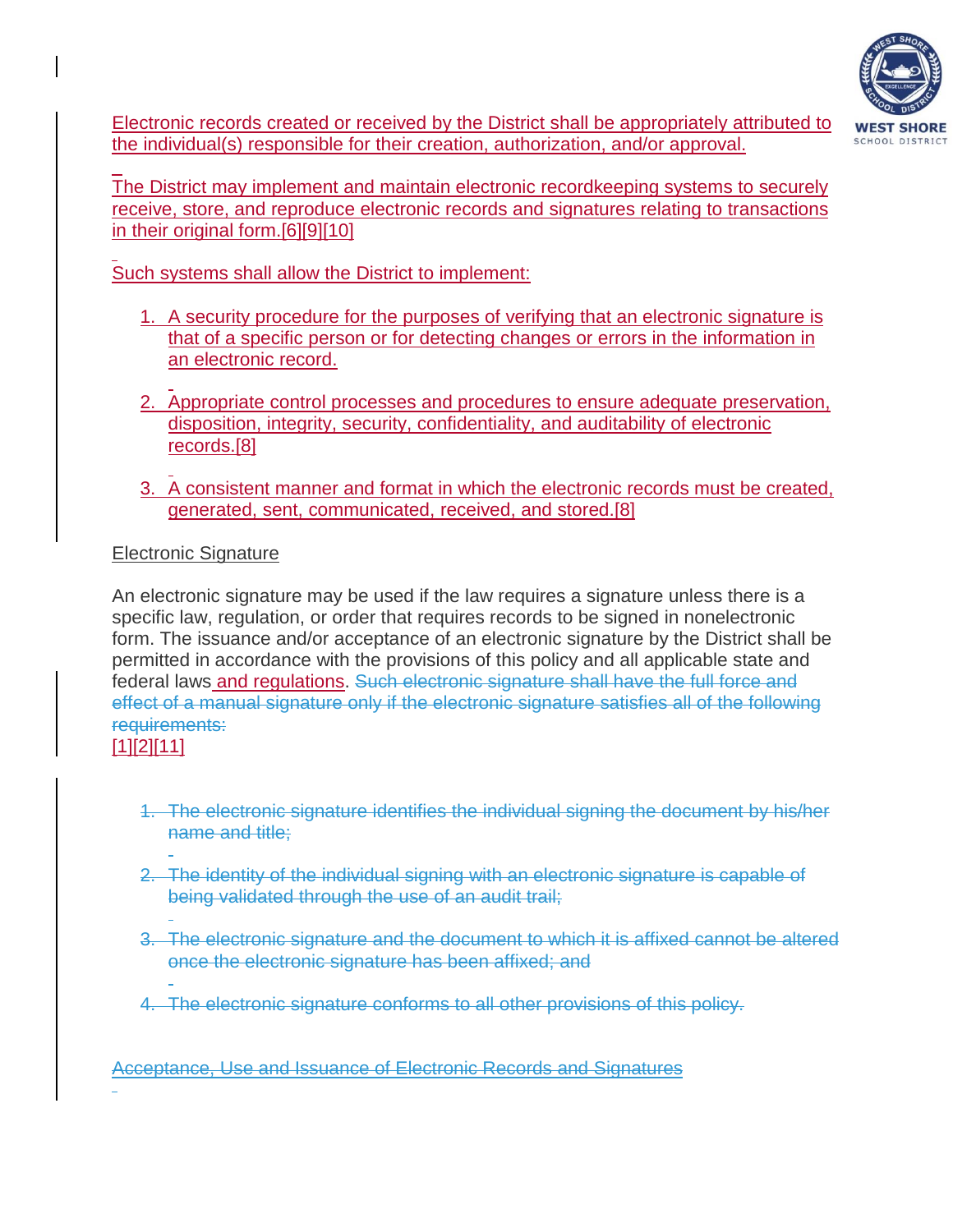Electronic records created or received by the District shall be appropriately attributed to the individual(s) responsible for their creation, authorization, and/or approval.

The District may implement and maintain electronic recordkeeping systems to securely receive, store, and reproduce electronic records and signatures relating to transactions in their original form.[6][9][10]

Such systems shall allow the District to implement:

1. A security procedure for the purposes of verifying that an electronic signature is that of a specific person or for detecting changes or errors in the information in an electronic record.

2. Appropriate control processes and procedures to ensure adequate preservation, disposition, integrity, security, confidentiality, and auditability of electronic records.[8]

3. A consistent manner and format in which the electronic records must be created, generated, sent, communicated, received, and stored.[8]

Electronic Signature

An electronic signature may be used if the law requires a signature unless there is a specific law, regulation, or order that requires records to be signed in nonelectronic form. The issuance and/or acceptance of an electronic signature by the District shall be permitted in accordance with the provisions of this policy and all applicable state and federal laws and regulations. ~~Such electronic signature shall have the full force and effect of a manual signature only if the electronic signature satisfies all of the following requirements:~~
[1][2][11]

1. ~~The electronic signature identifies the individual signing the document by his/her name and title;~~

2. ~~The identity of the individual signing with an electronic signature is capable of being validated through the use of an audit trail;~~

3. ~~The electronic signature and the document to which it is affixed cannot be altered once the electronic signature has been affixed; and~~

4. ~~The electronic signature conforms to all other provisions of this policy.~~

~~Acceptance, Use and Issuance of Electronic Records and Signatures~~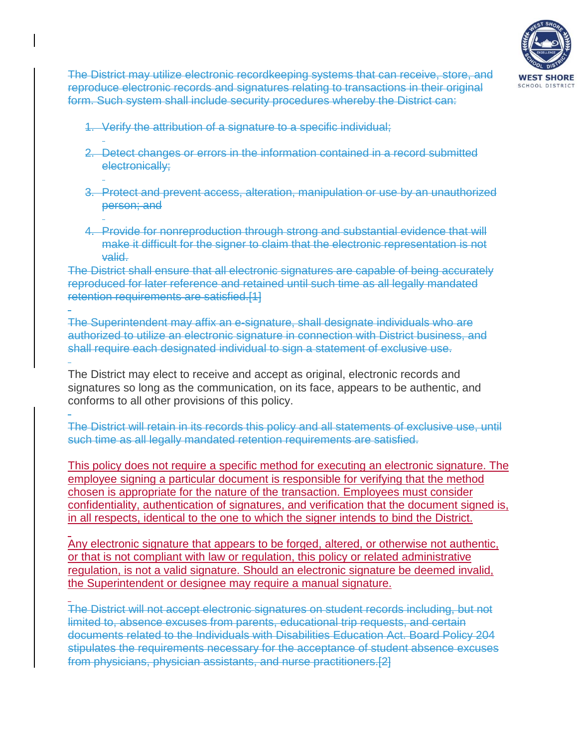~~The District may utilize electronic recordkeeping systems that can receive, store, and reproduce electronic records and signatures relating to transactions in their original form. Such system shall include security procedures whereby the District can:~~

1. ~~Verify the attribution of a signature to a specific individual;~~
2. ~~Detect changes or errors in the information contained in a record submitted electronically;~~
3. ~~Protect and prevent access, alteration, manipulation or use by an unauthorized person; and~~
4. ~~Provide for nonreproduction through strong and substantial evidence that will make it difficult for the signer to claim that the electronic representation is not valid.~~

~~The District shall ensure that all electronic signatures are capable of being accurately reproduced for later reference and retained until such time as all legally mandated retention requirements are satisfied.[1]~~

~~The Superintendent may affix an e-signature, shall designate individuals who are authorized to utilize an electronic signature in connection with District business, and shall require each designated individual to sign a statement of exclusive use.~~

The District may elect to receive and accept as original, electronic records and signatures so long as the communication, on its face, appears to be authentic, and conforms to all other provisions of this policy.

~~The District will retain in its records this policy and all statements of exclusive use, until such time as all legally mandated retention requirements are satisfied.~~

This policy does not require a specific method for executing an electronic signature. The employee signing a particular document is responsible for verifying that the method chosen is appropriate for the nature of the transaction. Employees must consider confidentiality, authentication of signatures, and verification that the document signed is, in all respects, identical to the one to which the signer intends to bind the District.

Any electronic signature that appears to be forged, altered, or otherwise not authentic, or that is not compliant with law or regulation, this policy or related administrative regulation, is not a valid signature. Should an electronic signature be deemed invalid, the Superintendent or designee may require a manual signature.

~~The District will not accept electronic signatures on student records including, but not limited to, absence excuses from parents, educational trip requests, and certain documents related to the Individuals with Disabilities Education Act. Board Policy 204 stipulates the requirements necessary for the acceptance of student absence excuses from physicians, physician assistants, and nurse practitioners.[2]~~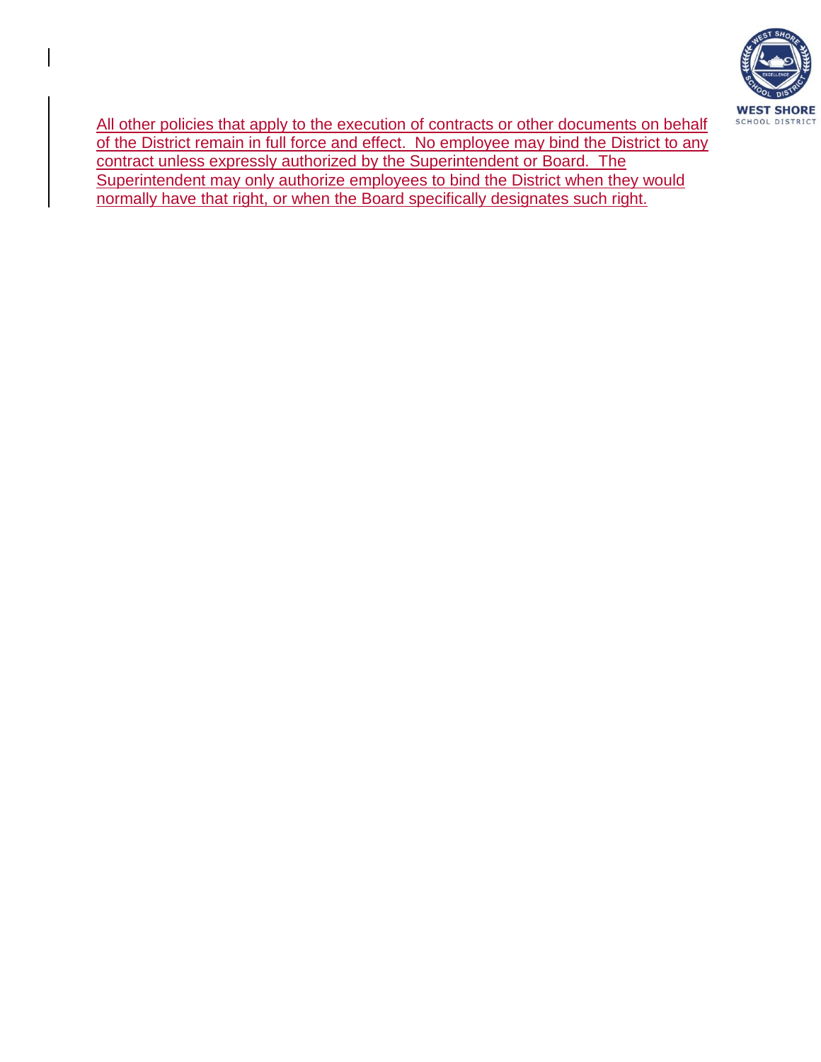All other policies that apply to the execution of contracts or other documents on behalf of the District remain in full force and effect. No employee may bind the District to any contract unless expressly authorized by the Superintendent or Board. The Superintendent may only authorize employees to bind the District when they would normally have that right, or when the Board specifically designates such right.